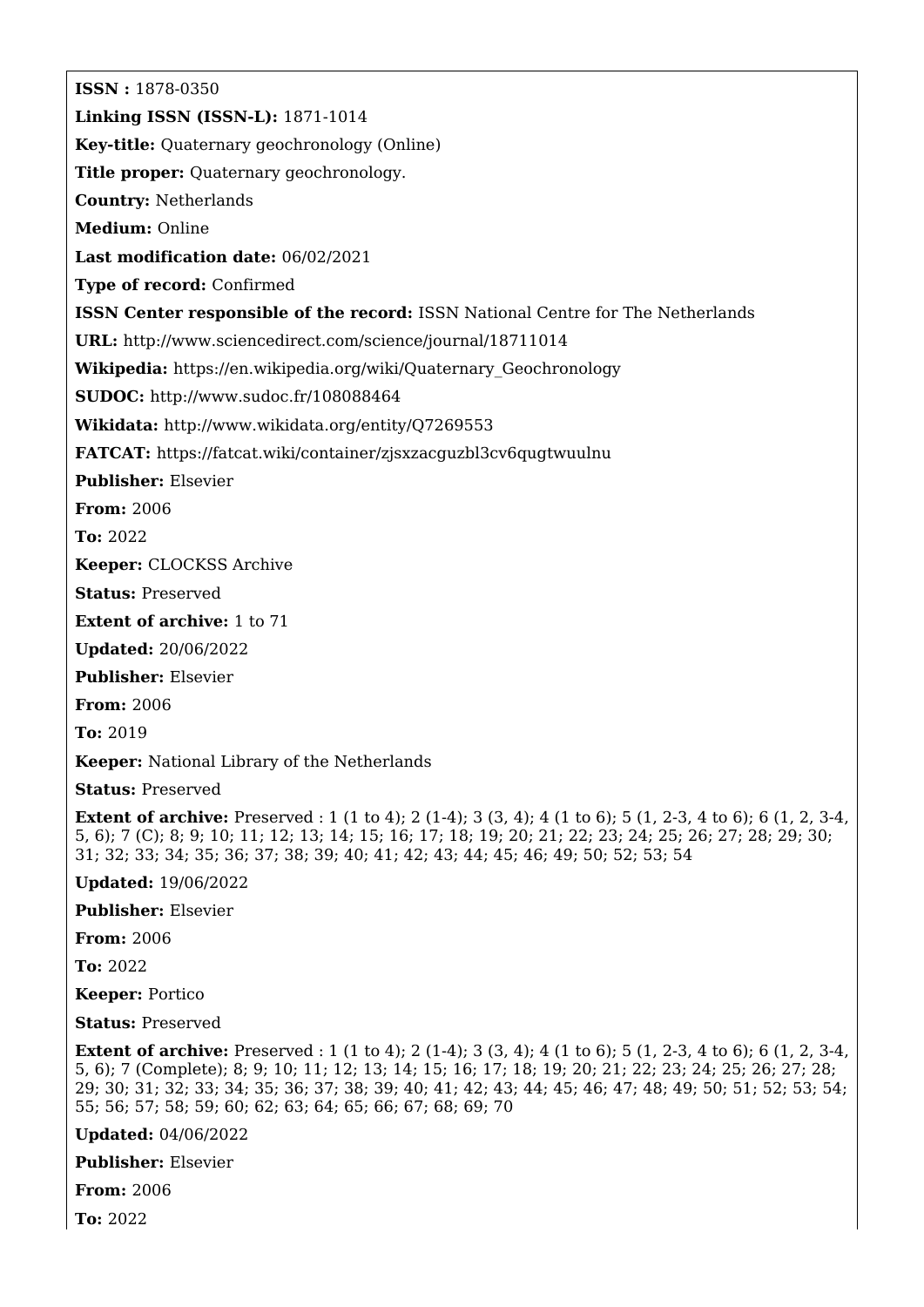**ISSN :** 1878-0350

**Linking ISSN (ISSN-L):** 1871-1014

**Key-title:** Quaternary geochronology (Online)

**Title proper:** Quaternary geochronology.

**Country:** Netherlands

**Medium:** Online

**Last modification date:** 06/02/2021

**Type of record:** Confirmed

**ISSN Center responsible of the record:** ISSN National Centre for The Netherlands

**URL:** http://www.sciencedirect.com/science/journal/18711014

**Wikipedia:** https://en.wikipedia.org/wiki/Quaternary_Geochronology

**SUDOC:** http://www.sudoc.fr/108088464

**Wikidata:** http://www.wikidata.org/entity/Q7269553

**FATCAT:** https://fatcat.wiki/container/zjsxzacguzbl3cv6qugtwuulnu

**Publisher:** Elsevier

**From:** 2006

**To:** 2022

**Keeper:** CLOCKSS Archive

**Status:** Preserved

**Extent of archive:** 1 to 71

**Updated:** 20/06/2022

**Publisher:** Elsevier

**From:** 2006

**To:** 2019

**Keeper:** National Library of the Netherlands

**Status:** Preserved

**Extent of archive:** Preserved : 1 (1 to 4); 2 (1-4); 3 (3, 4); 4 (1 to 6); 5 (1, 2-3, 4 to 6); 6 (1, 2, 3-4, 5, 6); 7 (C); 8; 9; 10; 11; 12; 13; 14; 15; 16; 17; 18; 19; 20; 21; 22; 23; 24; 25; 26; 27; 28; 29; 30; 31; 32; 33; 34; 35; 36; 37; 38; 39; 40; 41; 42; 43; 44; 45; 46; 49; 50; 52; 53; 54

**Updated:** 19/06/2022

**Publisher:** Elsevier

**From:** 2006

**To:** 2022

**Keeper:** Portico

**Status:** Preserved

**Extent of archive:** Preserved : 1 (1 to 4); 2 (1-4); 3 (3, 4); 4 (1 to 6); 5 (1, 2-3, 4 to 6); 6 (1, 2, 3-4, 5, 6); 7 (Complete); 8; 9; 10; 11; 12; 13; 14; 15; 16; 17; 18; 19; 20; 21; 22; 23; 24; 25; 26; 27; 28; 29; 30; 31; 32; 33; 34; 35; 36; 37; 38; 39; 40; 41; 42; 43; 44; 45; 46; 47; 48; 49; 50; 51; 52; 53; 54; 55; 56; 57; 58; 59; 60; 62; 63; 64; 65; 66; 67; 68; 69; 70

**Updated:** 04/06/2022

**Publisher:** Elsevier

**From:** 2006

**To:** 2022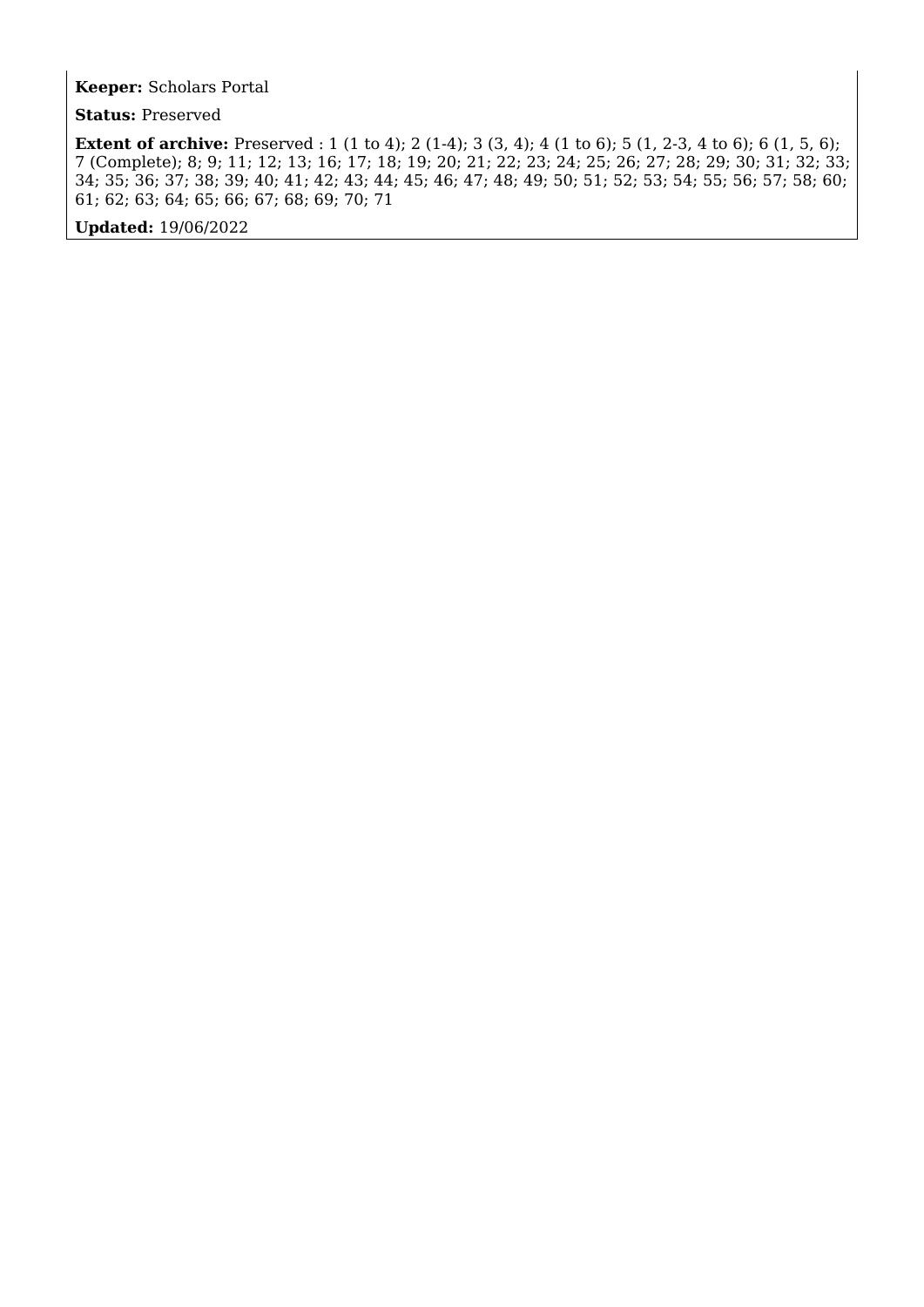**Keeper:** Scholars Portal

**Status:** Preserved

**Extent of archive:** Preserved : 1 (1 to 4); 2 (1-4); 3 (3, 4); 4 (1 to 6); 5 (1, 2-3, 4 to 6); 6 (1, 5, 6); 7 (Complete); 8; 9; 11; 12; 13; 16; 17; 18; 19; 20; 21; 22; 23; 24; 25; 26; 27; 28; 29; 30; 31; 32; 33; 34; 35; 36; 37; 38; 39; 40; 41; 42; 43; 44; 45; 46; 47; 48; 49; 50; 51; 52; 53; 54; 55; 56; 57; 58; 60; 61; 62; 63; 64; 65; 66; 67; 68; 69; 70; 71

**Updated:** 19/06/2022